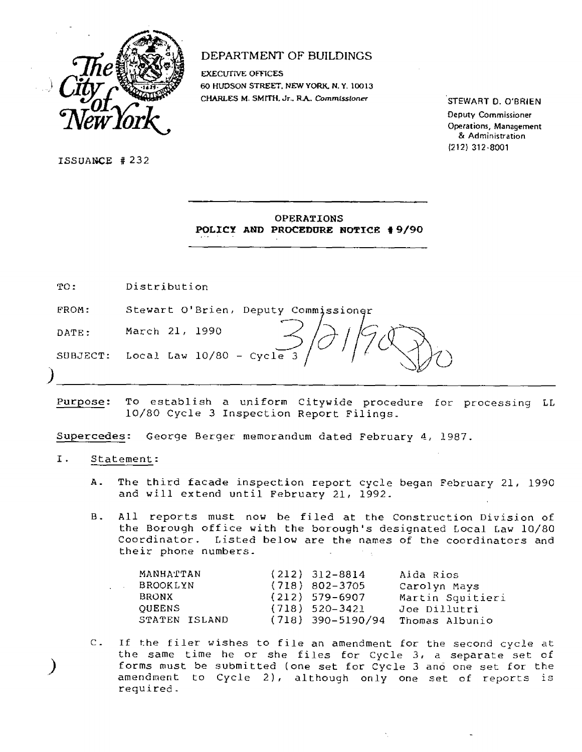The City of New York

DEPARTMENT OF BUILDINGS

EXECUTIVE OFFICES
60 HUDSON STREET, NEW YORK, N.Y. 10013
CHARLES M. SMITH, Jr., R.A., *Commissioner*

STEWART D. O'BRIEN
Deputy Commissioner
Operations, Management & Administration
(212) 312-8001

ISSUANCE # 232

---

**OPERATIONS**
**POLICY AND PROCEDURE NOTICE # 9/90**

---

TO: Distribution

FROM: Stewart O'Brien, Deputy Commissioner

DATE: March 21, 1990

SUBJECT: Local Law 10/80 - Cycle 3

---

Purpose: To establish a uniform Citywide procedure for processing LL 10/80 Cycle 3 Inspection Report Filings.

Supercedes: George Berger memorandum dated February 4, 1987.

I. Statement:

A. The third facade inspection report cycle began February 21, 1990 and will extend until February 21, 1992.

B. All reports must now be filed at the Construction Division of the Borough office with the borough's designated Local Law 10/80 Coordinator. Listed below are the names of the coordinators and their phone numbers.

| | | |
|---|---|---|
| MANHATTAN | (212) 312-8814 | Aida Rios |
| BROOKLYN | (718) 802-3705 | Carolyn Mays |
| BRONX | (212) 579-6907 | Martin Squitieri |
| QUEENS | (718) 520-3421 | Joe Dillutri |
| STATEN ISLAND | (718) 390-5190/94 | Thomas Albunio |

C. If the filer wishes to file an amendment for the second cycle at the same time he or she files for Cycle 3, a separate set of forms must be submitted (one set for Cycle 3 and one set for the amendment to Cycle 2), although only one set of reports is required.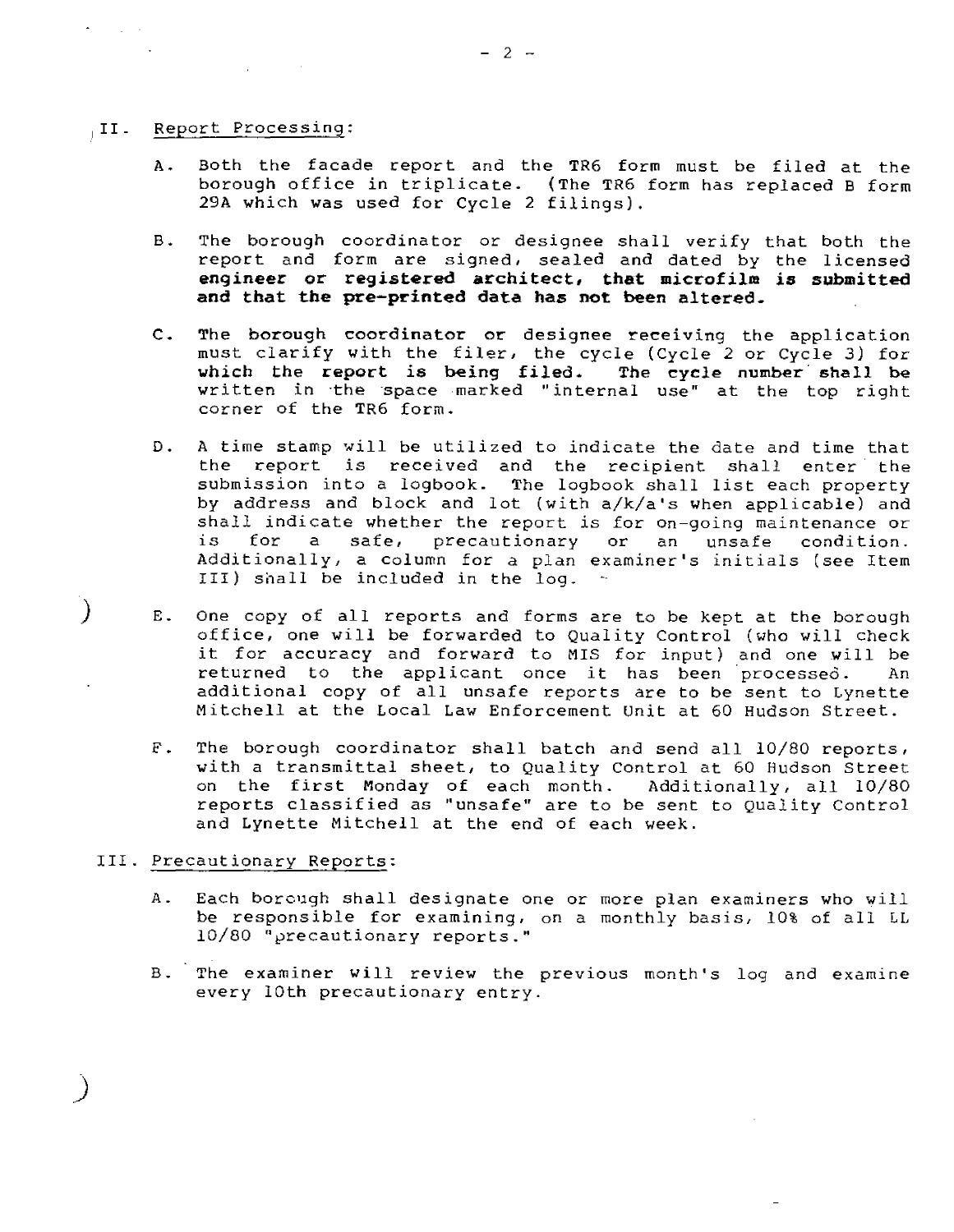## II. Report Processing:

A. Both the facade report and the TR6 form must be filed at the borough office in triplicate. (The TR6 form has replaced B form 29A which was used for Cycle 2 filings).

B. The borough coordinator or designee shall verify that both the report and form are signed, sealed and dated by the licensed **engineer or registered architect, that microfilm is submitted and that the pre-printed data has not been altered.**

C. The borough coordinator or designee receiving the application must clarify with the filer, the cycle (Cycle 2 or Cycle 3) for **which the report is being filed. The cycle number shall be** written in the space marked "internal use" at the top right corner of the TR6 form.

D. A time stamp will be utilized to indicate the date and time that the report is received and the recipient shall enter the submission into a logbook. The logbook shall list each property by address and block and lot (with a/k/a's when applicable) and shall indicate whether the report is for on-going maintenance or is for a safe, precautionary or an unsafe condition. Additionally, a column for a plan examiner's initials (see Item III) shall be included in the log.

E. One copy of all reports and forms are to be kept at the borough office, one will be forwarded to Quality Control (who will check it for accuracy and forward to MIS for input) and one will be returned to the applicant once it has been processed. An additional copy of all unsafe reports are to be sent to Lynette Mitchell at the Local Law Enforcement Unit at 60 Hudson Street.

F. The borough coordinator shall batch and send all 10/80 reports, with a transmittal sheet, to Quality Control at 60 Hudson Street on the first Monday of each month. Additionally, all 10/80 reports classified as "unsafe" are to be sent to Quality Control and Lynette Mitchell at the end of each week.

## III. Precautionary Reports:

A. Each borough shall designate one or more plan examiners who will be responsible for examining, on a monthly basis, 10% of all LL 10/80 "precautionary reports."

B. The examiner will review the previous month's log and examine every 10th precautionary entry.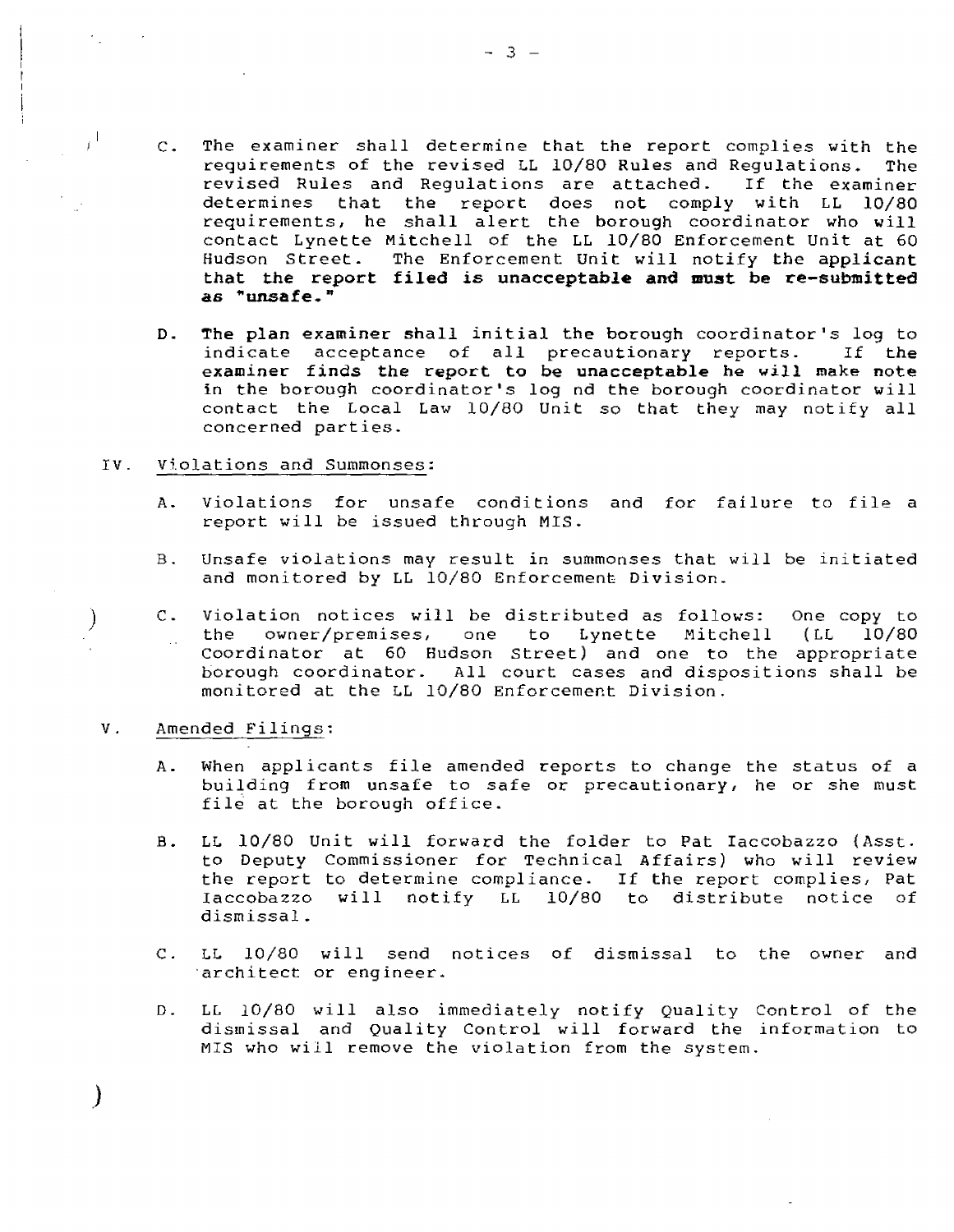C. The examiner shall determine that the report complies with the requirements of the revised LL 10/80 Rules and Regulations. The revised Rules and Regulations are attached. If the examiner determines that the report does not comply with LL 10/80 requirements, he shall alert the borough coordinator who will contact Lynette Mitchell of the LL 10/80 Enforcement Unit at 60 Hudson Street. The Enforcement Unit will notify the **applicant that the report filed is unacceptable and must be re-submitted as "unsafe."**

D. **The plan examiner shall** initial the borough coordinator's log to indicate acceptance of all precautionary reports. If **the examiner finds the report to be unacceptable he will make note** in the borough coordinator's log nd the borough coordinator will contact the Local Law 10/80 Unit so that they may notify all concerned parties.

IV. Violations and Summonses:

A. Violations for unsafe conditions and for failure to file a report will be issued through MIS.

B. Unsafe violations may result in summonses that will be initiated and monitored by LL 10/80 Enforcement Division.

C. Violation notices will be distributed as follows: One copy to the owner/premises, one to Lynette Mitchell (LL 10/80 Coordinator at 60 Hudson Street) and one to the appropriate borough coordinator. All court cases and dispositions shall be monitored at the LL 10/80 Enforcement Division.

V. Amended Filings:

A. When applicants file amended reports to change the status of a building from unsafe to safe or precautionary, he or she must file at the borough office.

B. LL 10/80 Unit will forward the folder to Pat Iaccobazzo (Asst. to Deputy Commissioner for Technical Affairs) who will review the report to determine compliance. If the report complies, Pat Iaccobazzo will notify LL 10/80 to distribute notice of dismissal.

C. LL 10/80 will send notices of dismissal to the owner and architect or engineer.

D. LL 10/80 will also immediately notify Quality Control of the dismissal and Quality Control will forward the information to MIS who will remove the violation from the system.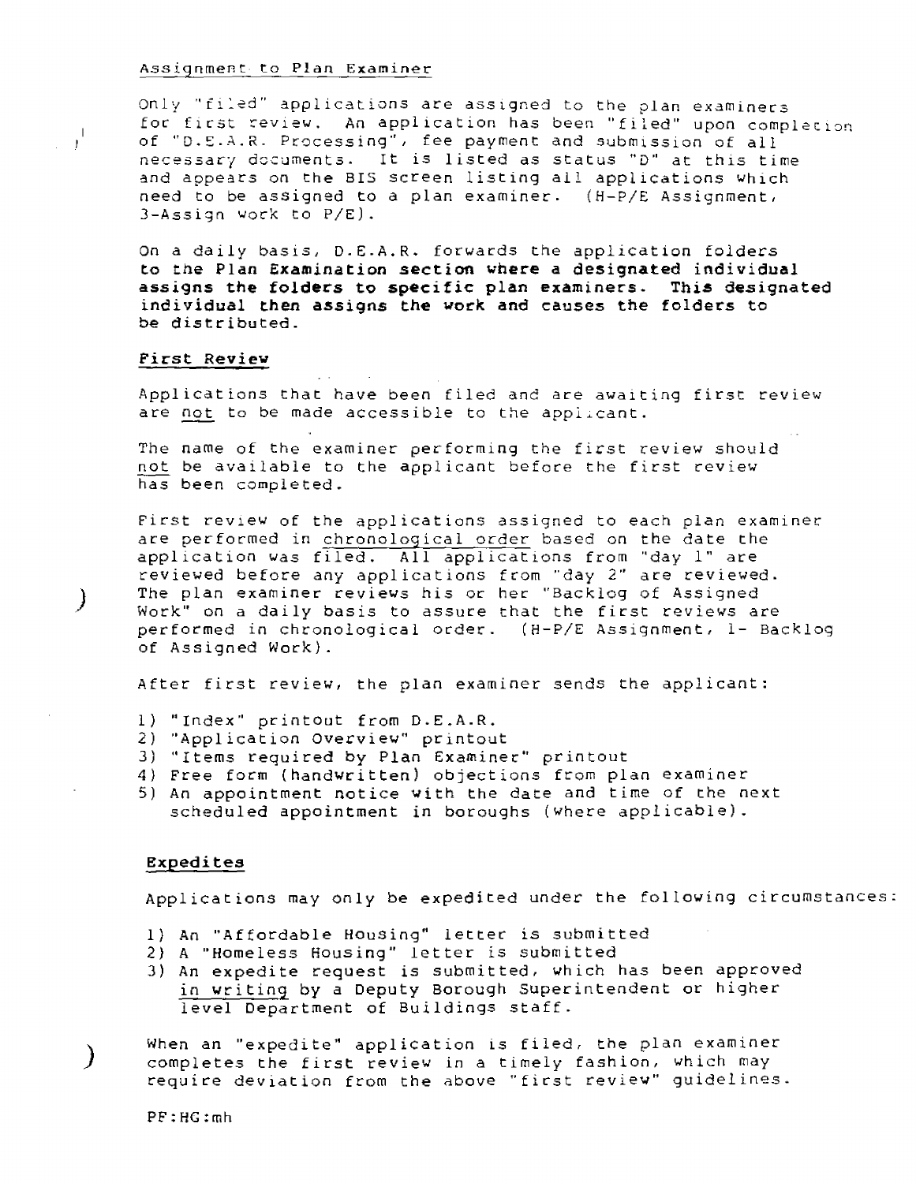## Assignment to Plan Examiner

Only "filed" applications are assigned to the plan examiners for first review. An application has been "filed" upon completion of "D.E.A.R. Processing", fee payment and submission of all necessary documents. It is listed as status "D" at this time and appears on the BIS screen listing all applications which need to be assigned to a plan examiner. (H-P/E Assignment, 3-Assign work to P/E).

On a daily basis, D.E.A.R. forwards the application folders **to the Plan Examination section where a designated individual assigns the folders to specific plan examiners. This designated individual then assigns the work and causes the folders to be distributed.**

## First Review

Applications that have been filed and are awaiting first review are not to be made accessible to the applicant.

The name of the examiner performing the first review should not be available to the applicant before the first review has been completed.

First review of the applications assigned to each plan examiner are performed in chronological order based on the date the application was filed. All applications from "day 1" are reviewed before any applications from "day 2" are reviewed. The plan examiner reviews his or her "Backlog of Assigned Work" on a daily basis to assure that the first reviews are performed in chronological order. (H-P/E Assignment, 1- Backlog of Assigned Work).

After first review, the plan examiner sends the applicant:

1) "Index" printout from D.E.A.R.
2) "Application Overview" printout
3) "Items required by Plan Examiner" printout
4) Free form (handwritten) objections from plan examiner
5) An appointment notice with the date and time of the next scheduled appointment in boroughs (where applicable).

## Expedites

Applications may only be expedited under the following circumstances:

1) An "Affordable Housing" letter is submitted
2) A "Homeless Housing" letter is submitted
3) An expedite request is submitted, which has been approved in writing by a Deputy Borough Superintendent or higher level Department of Buildings staff.

When an "expedite" application is filed, the plan examiner completes the first review in a timely fashion, which may require deviation from the above "first review" guidelines.

PF:HG:mh